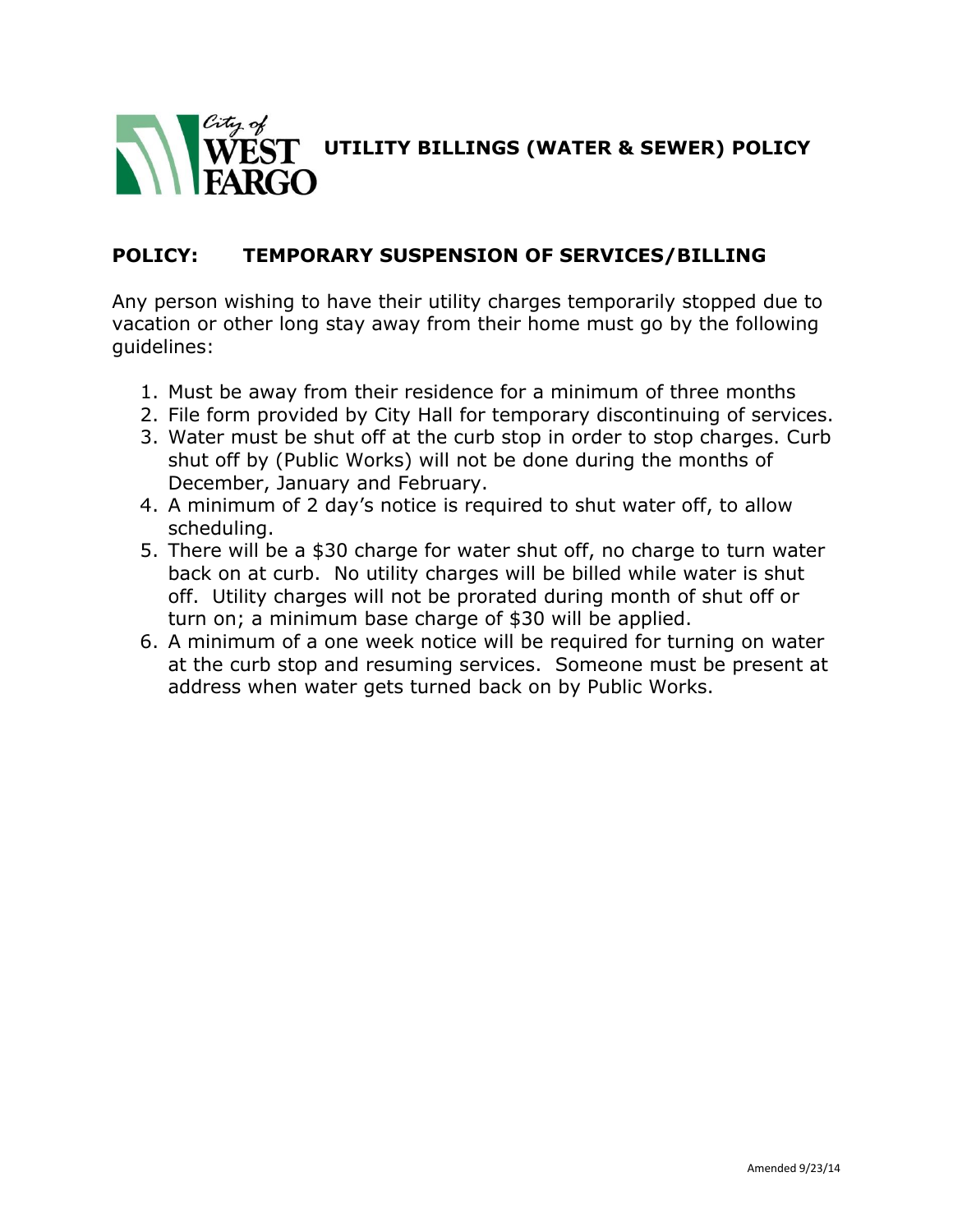City of WEST FARGO **UTILITY BILLINGS (WATER & SEWER) POLICY**

## POLICY: TEMPORARY SUSPENSION OF SERVICES/BILLING

Any person wishing to have their utility charges temporarily stopped due to vacation or other long stay away from their home must go by the following guidelines:

1. Must be away from their residence for a minimum of three months
2. File form provided by City Hall for temporary discontinuing of services.
3. Water must be shut off at the curb stop in order to stop charges. Curb shut off by (Public Works) will not be done during the months of December, January and February.
4. A minimum of 2 day's notice is required to shut water off, to allow scheduling.
5. There will be a $30 charge for water shut off, no charge to turn water back on at curb. No utility charges will be billed while water is shut off. Utility charges will not be prorated during month of shut off or turn on; a minimum base charge of $30 will be applied.
6. A minimum of a one week notice will be required for turning on water at the curb stop and resuming services. Someone must be present at address when water gets turned back on by Public Works.

Amended 9/23/14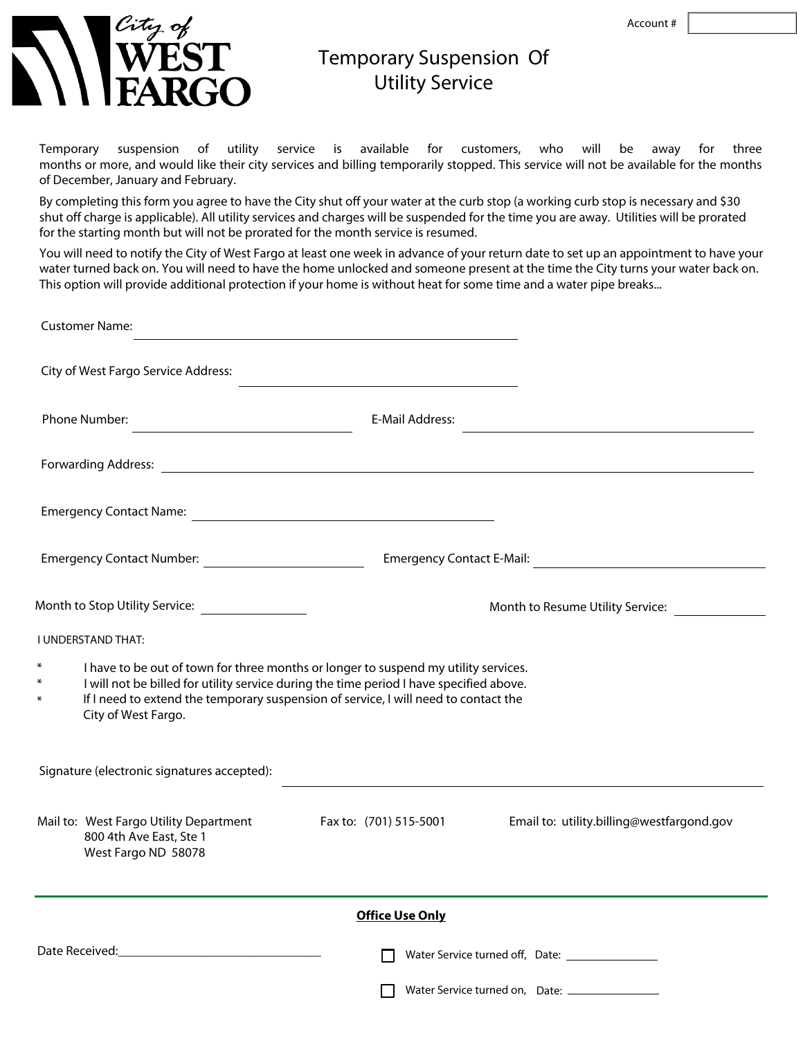Account # ____________

City of WEST FARGO

# Temporary Suspension Of Utility Service

Temporary suspension of utility service is available for customers, who will be away for three months or more, and would like their city services and billing temporarily stopped. This service will not be available for the months of December, January and February.

By completing this form you agree to have the City shut off your water at the curb stop (a working curb stop is necessary and $30 shut off charge is applicable). All utility services and charges will be suspended for the time you are away. Utilities will be prorated for the starting month but will not be prorated for the month service is resumed.

You will need to notify the City of West Fargo at least one week in advance of your return date to set up an appointment to have your water turned back on. You will need to have the home unlocked and someone present at the time the City turns your water back on. This option will provide additional protection if your home is without heat for some time and a water pipe breaks...

Customer Name: ______________________________

City of West Fargo Service Address: ______________________________

Phone Number: ____________________ E-Mail Address: ______________________________

Forwarding Address: ______________________________

Emergency Contact Name: ______________________________

Emergency Contact Number: ____________________ Emergency Contact E-Mail: ______________________________

Month to Stop Utility Service: ____________ Month to Resume Utility Service: ____________

I UNDERSTAND THAT:

* I have to be out of town for three months or longer to suspend my utility services.
* I will not be billed for utility service during the time period I have specified above.
* If I need to extend the temporary suspension of service, I will need to contact the City of West Fargo.

Signature (electronic signatures accepted): ______________________________

Mail to: West Fargo Utility Department
800 4th Ave East, Ste 1
West Fargo ND 58078

Fax to: (701) 515-5001

Email to: utility.billing@westfargond.gov

**Office Use Only**

Date Received: ______________________________

☐ Water Service turned off, Date: ____________

☐ Water Service turned on, Date: ____________